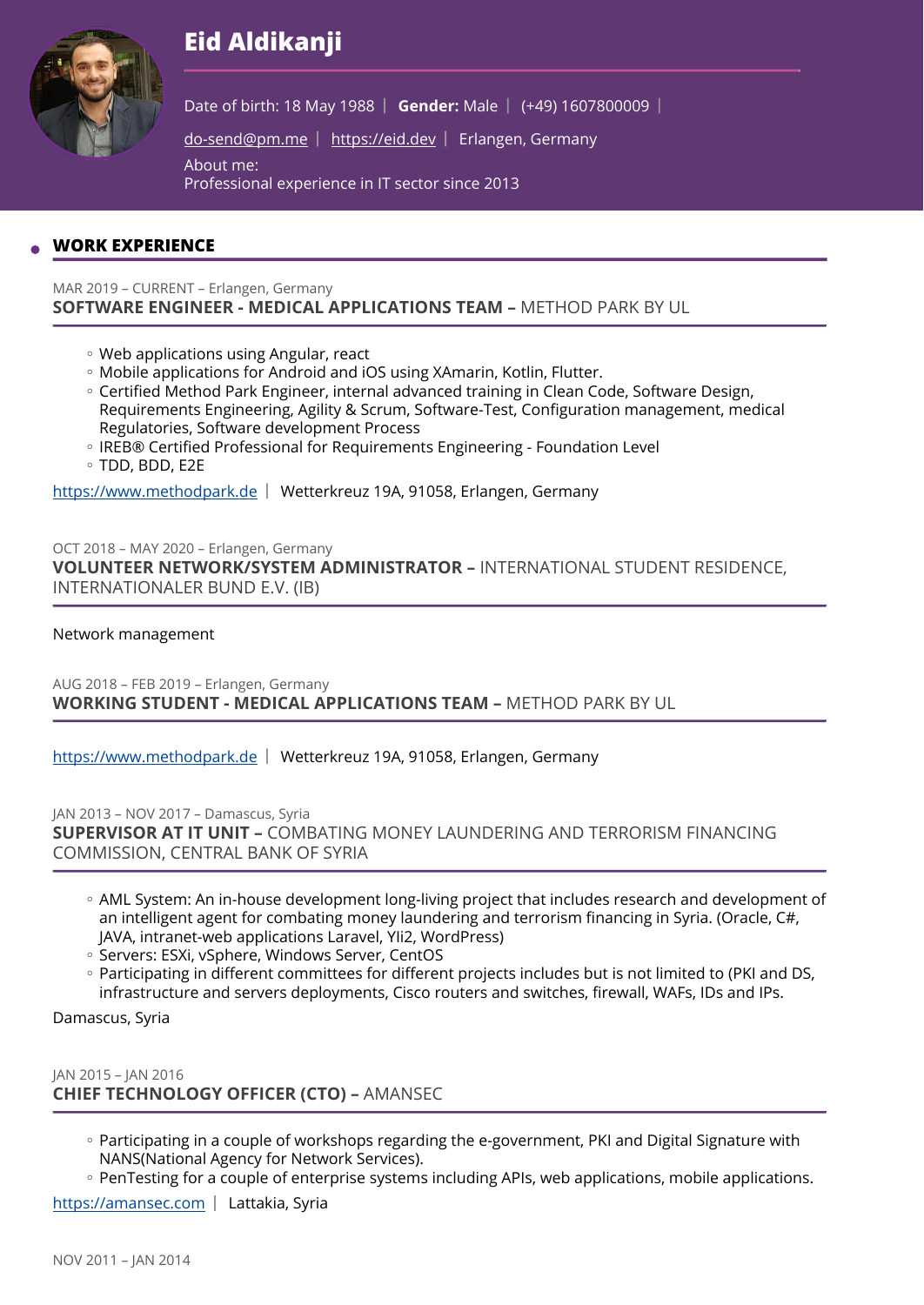# Eid Aldikanji

Date of birth: 18 May 1988 | **Gender:** Male | (+49) 1607800009 |

do-send@pm.me | https://eid.dev | Erlangen, Germany

About me:
Professional experience in IT sector since 2013

## WORK EXPERIENCE

MAR 2019 – CURRENT – Erlangen, Germany

### SOFTWARE ENGINEER - MEDICAL APPLICATIONS TEAM – METHOD PARK BY UL

- Web applications using Angular, react
- Mobile applications for Android and iOS using XAmarin, Kotlin, Flutter.
- Certified Method Park Engineer, internal advanced training in Clean Code, Software Design, Requirements Engineering, Agility & Scrum, Software-Test, Configuration management, medical Regulatories, Software development Process
- IREB® Certified Professional for Requirements Engineering - Foundation Level
- TDD, BDD, E2E

https://www.methodpark.de | Wetterkreuz 19A, 91058, Erlangen, Germany

OCT 2018 – MAY 2020 – Erlangen, Germany

### VOLUNTEER NETWORK/SYSTEM ADMINISTRATOR – INTERNATIONAL STUDENT RESIDENCE, INTERNATIONALER BUND E.V. (IB)

Network management

AUG 2018 – FEB 2019 – Erlangen, Germany

### WORKING STUDENT - MEDICAL APPLICATIONS TEAM – METHOD PARK BY UL

https://www.methodpark.de | Wetterkreuz 19A, 91058, Erlangen, Germany

JAN 2013 – NOV 2017 – Damascus, Syria

### SUPERVISOR AT IT UNIT – COMBATING MONEY LAUNDERING AND TERRORISM FINANCING COMMISSION, CENTRAL BANK OF SYRIA

- AML System: An in-house development long-living project that includes research and development of an intelligent agent for combating money laundering and terrorism financing in Syria. (Oracle, C#, JAVA, intranet-web applications Laravel, YIi2, WordPress)
- Servers: ESXi, vSphere, Windows Server, CentOS
- Participating in different committees for different projects includes but is not limited to (PKI and DS, infrastructure and servers deployments, Cisco routers and switches, firewall, WAFs, IDs and IPs.

Damascus, Syria

JAN 2015 – JAN 2016

### CHIEF TECHNOLOGY OFFICER (CTO) – AMANSEC

- Participating in a couple of workshops regarding the e-government, PKI and Digital Signature with NANS(National Agency for Network Services).
- PenTesting for a couple of enterprise systems including APIs, web applications, mobile applications.

https://amansec.com | Lattakia, Syria

NOV 2011 – JAN 2014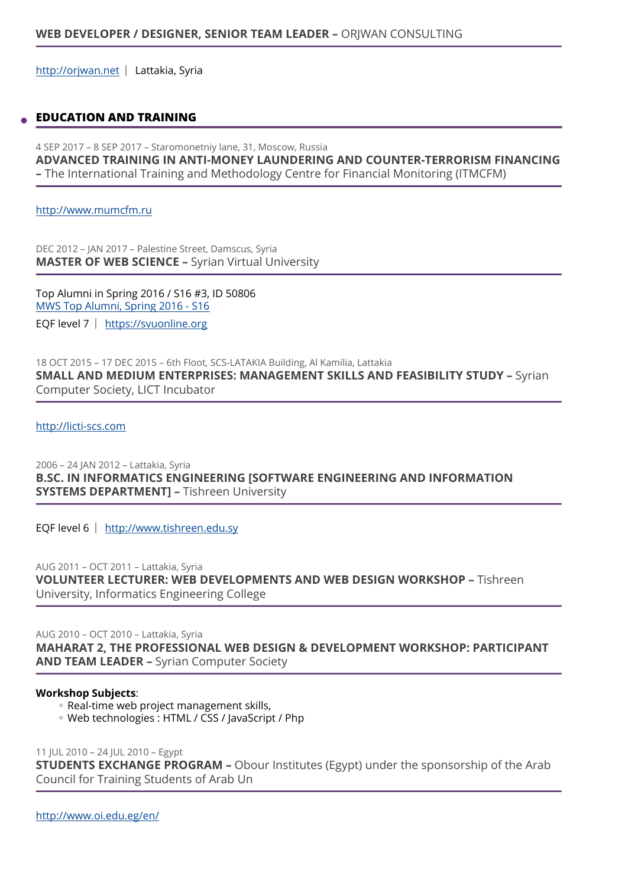**WEB DEVELOPER / DESIGNER, SENIOR TEAM LEADER –** ORJWAN CONSULTING

http://orjwan.net | Lattakia, Syria

## EDUCATION AND TRAINING

4 SEP 2017 – 8 SEP 2017 – Staromonetniy lane, 31, Moscow, Russia
**ADVANCED TRAINING IN ANTI-MONEY LAUNDERING AND COUNTER-TERRORISM FINANCING –** The International Training and Methodology Centre for Financial Monitoring (ITMCFM)

http://www.mumcfm.ru

DEC 2012 – JAN 2017 – Palestine Street, Damscus, Syria
**MASTER OF WEB SCIENCE –** Syrian Virtual University

Top Alumni in Spring 2016 / S16 #3, ID 50806
MWS Top Alumni, Spring 2016 - S16
EQF level 7 | https://svuonline.org

18 OCT 2015 – 17 DEC 2015 – 6th Floot, SCS-LATAKIA Building, Al Kamilia, Lattakia
**SMALL AND MEDIUM ENTERPRISES: MANAGEMENT SKILLS AND FEASIBILITY STUDY –** Syrian Computer Society, LICT Incubator

http://licti-scs.com

2006 – 24 JAN 2012 – Lattakia, Syria
**B.SC. IN INFORMATICS ENGINEERING [SOFTWARE ENGINEERING AND INFORMATION SYSTEMS DEPARTMENT] –** Tishreen University

EQF level 6 | http://www.tishreen.edu.sy

AUG 2011 – OCT 2011 – Lattakia, Syria
**VOLUNTEER LECTURER: WEB DEVELOPMENTS AND WEB DESIGN WORKSHOP –** Tishreen University, Informatics Engineering College

AUG 2010 – OCT 2010 – Lattakia, Syria
**MAHARAT 2, THE PROFESSIONAL WEB DESIGN & DEVELOPMENT WORKSHOP: PARTICIPANT AND TEAM LEADER –** Syrian Computer Society

**Workshop Subjects**:
- Real-time web project management skills,
- Web technologies : HTML / CSS / JavaScript / Php

11 JUL 2010 – 24 JUL 2010 – Egypt
**STUDENTS EXCHANGE PROGRAM –** Obour Institutes (Egypt) under the sponsorship of the Arab Council for Training Students of Arab Un

http://www.oi.edu.eg/en/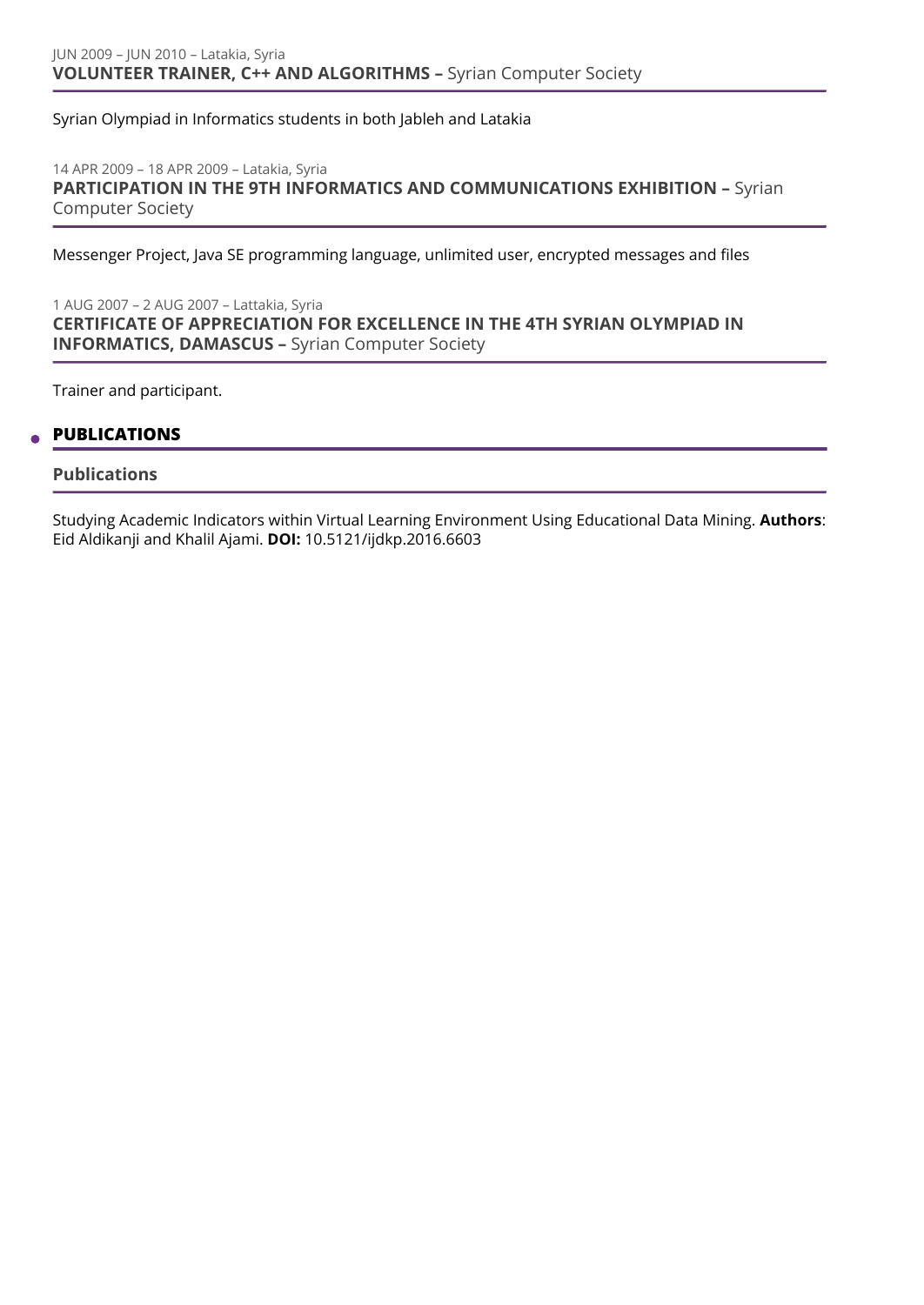JUN 2009 – JUN 2010 – Latakia, Syria
**VOLUNTEER TRAINER, C++ AND ALGORITHMS –** Syrian Computer Society

Syrian Olympiad in Informatics students in both Jableh and Latakia

14 APR 2009 – 18 APR 2009 – Latakia, Syria
**PARTICIPATION IN THE 9TH INFORMATICS AND COMMUNICATIONS EXHIBITION –** Syrian Computer Society

Messenger Project, Java SE programming language, unlimited user, encrypted messages and files

1 AUG 2007 – 2 AUG 2007 – Lattakia, Syria
**CERTIFICATE OF APPRECIATION FOR EXCELLENCE IN THE 4TH SYRIAN OLYMPIAD IN INFORMATICS, DAMASCUS –** Syrian Computer Society

Trainer and participant.

## PUBLICATIONS

### Publications

Studying Academic Indicators within Virtual Learning Environment Using Educational Data Mining. **Authors**: Eid Aldikanji and Khalil Ajami. **DOI:** 10.5121/ijdkp.2016.6603